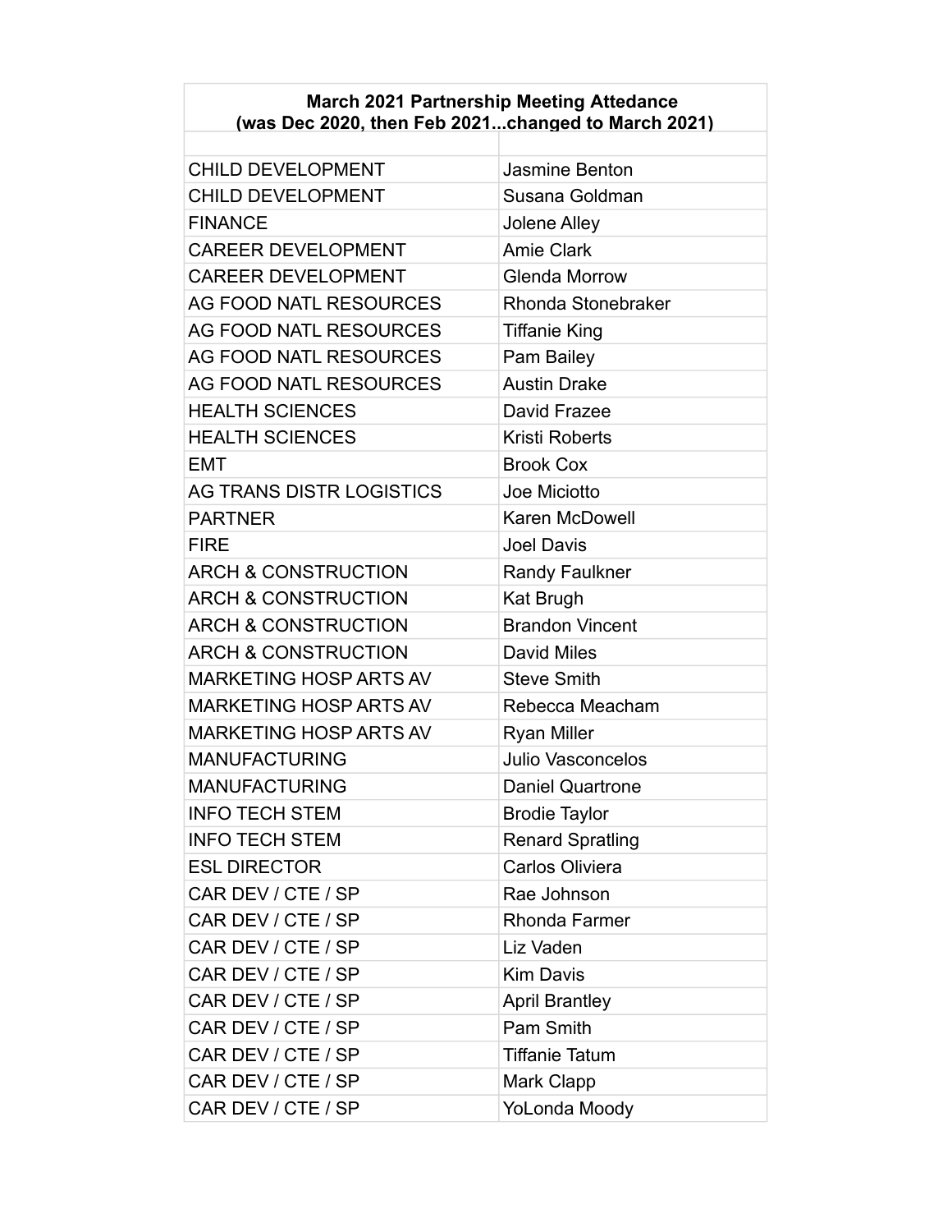| March 2021 Partnership Meeting Attedance (was Dec 2020, then Feb 2021...changed to March 2021) | |
|---|---|
| | |
| CHILD DEVELOPMENT | Jasmine Benton |
| CHILD DEVELOPMENT | Susana Goldman |
| FINANCE | Jolene Alley |
| CAREER DEVELOPMENT | Amie Clark |
| CAREER DEVELOPMENT | Glenda Morrow |
| AG FOOD NATL RESOURCES | Rhonda Stonebraker |
| AG FOOD NATL RESOURCES | Tiffanie King |
| AG FOOD NATL RESOURCES | Pam Bailey |
| AG FOOD NATL RESOURCES | Austin Drake |
| HEALTH SCIENCES | David Frazee |
| HEALTH SCIENCES | Kristi Roberts |
| EMT | Brook Cox |
| AG TRANS DISTR LOGISTICS | Joe Miciotto |
| PARTNER | Karen McDowell |
| FIRE | Joel Davis |
| ARCH & CONSTRUCTION | Randy Faulkner |
| ARCH & CONSTRUCTION | Kat Brugh |
| ARCH & CONSTRUCTION | Brandon Vincent |
| ARCH & CONSTRUCTION | David Miles |
| MARKETING HOSP ARTS AV | Steve Smith |
| MARKETING HOSP ARTS AV | Rebecca Meacham |
| MARKETING HOSP ARTS AV | Ryan Miller |
| MANUFACTURING | Julio Vasconcelos |
| MANUFACTURING | Daniel Quartrone |
| INFO TECH STEM | Brodie Taylor |
| INFO TECH STEM | Renard Spratling |
| ESL DIRECTOR | Carlos Oliviera |
| CAR DEV / CTE / SP | Rae Johnson |
| CAR DEV / CTE / SP | Rhonda Farmer |
| CAR DEV / CTE / SP | Liz Vaden |
| CAR DEV / CTE / SP | Kim Davis |
| CAR DEV / CTE / SP | April Brantley |
| CAR DEV / CTE / SP | Pam Smith |
| CAR DEV / CTE / SP | Tiffanie Tatum |
| CAR DEV / CTE / SP | Mark Clapp |
| CAR DEV / CTE / SP | YoLonda Moody |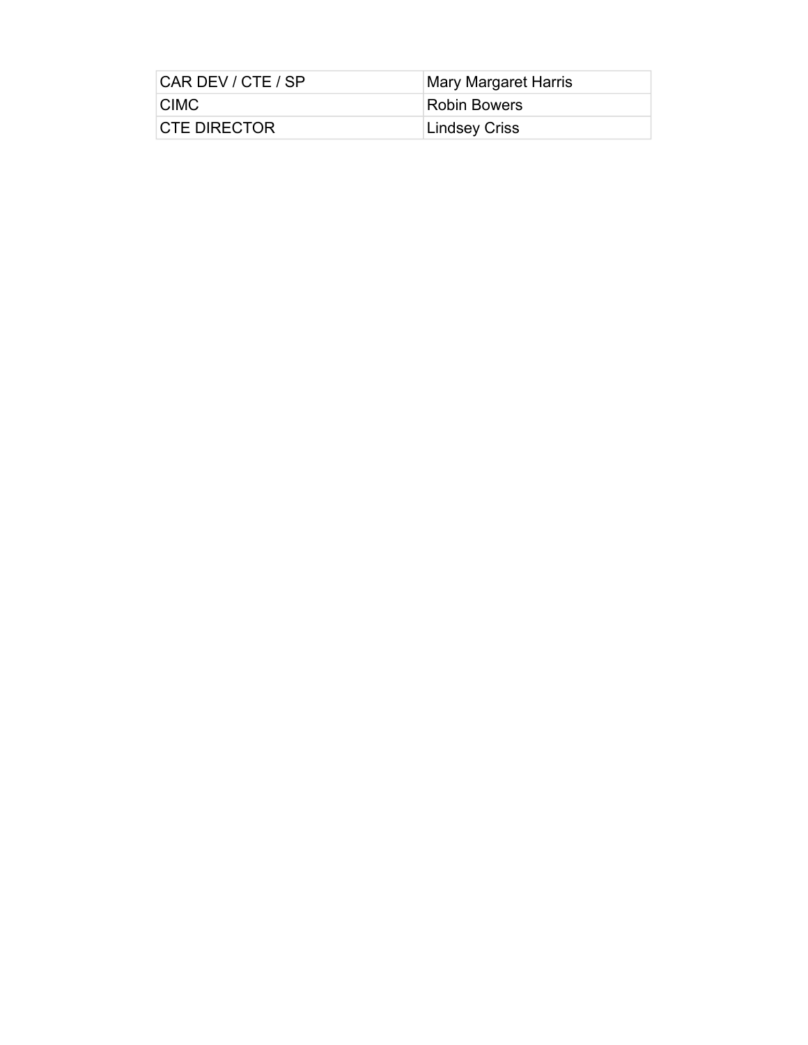| CAR DEV / CTE / SP | Mary Margaret Harris |
|---|---|
| CIMC | Robin Bowers |
| CTE DIRECTOR | Lindsey Criss |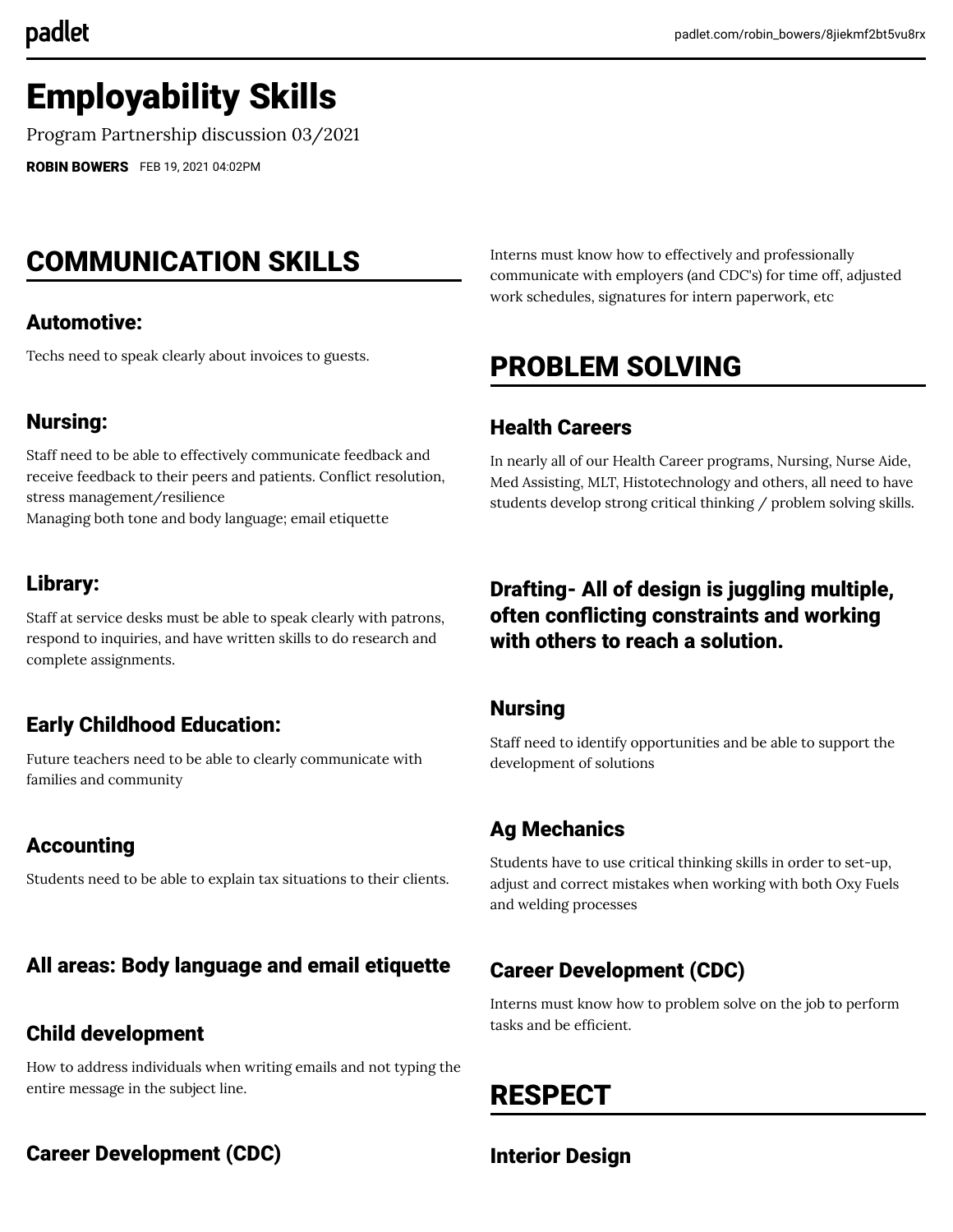# Employability Skills

Program Partnership discussion 03/2021

**ROBIN BOWERS** FEB 19, 2021 04:02PM

## COMMUNICATION SKILLS

### Automotive:

Techs need to speak clearly about invoices to guests.

### Nursing:

Staff need to be able to effectively communicate feedback and receive feedback to their peers and patients. Conflict resolution, stress management/resilience
Managing both tone and body language; email etiquette

### Library:

Staff at service desks must be able to speak clearly with patrons, respond to inquiries, and have written skills to do research and complete assignments.

### Early Childhood Education:

Future teachers need to be able to clearly communicate with families and community

### Accounting

Students need to be able to explain tax situations to their clients.

### All areas: Body language and email etiquette

### Child development

How to address individuals when writing emails and not typing the entire message in the subject line.

### Career Development (CDC)

Interns must know how to effectively and professionally communicate with employers (and CDC's) for time off, adjusted work schedules, signatures for intern paperwork, etc

## PROBLEM SOLVING

### Health Careers

In nearly all of our Health Career programs, Nursing, Nurse Aide, Med Assisting, MLT, Histotechnology and others, all need to have students develop strong critical thinking / problem solving skills.

### Drafting- All of design is juggling multiple, often conflicting constraints and working with others to reach a solution.

### Nursing

Staff need to identify opportunities and be able to support the development of solutions

### Ag Mechanics

Students have to use critical thinking skills in order to set-up, adjust and correct mistakes when working with both Oxy Fuels and welding processes

### Career Development (CDC)

Interns must know how to problem solve on the job to perform tasks and be efficient.

## RESPECT

### Interior Design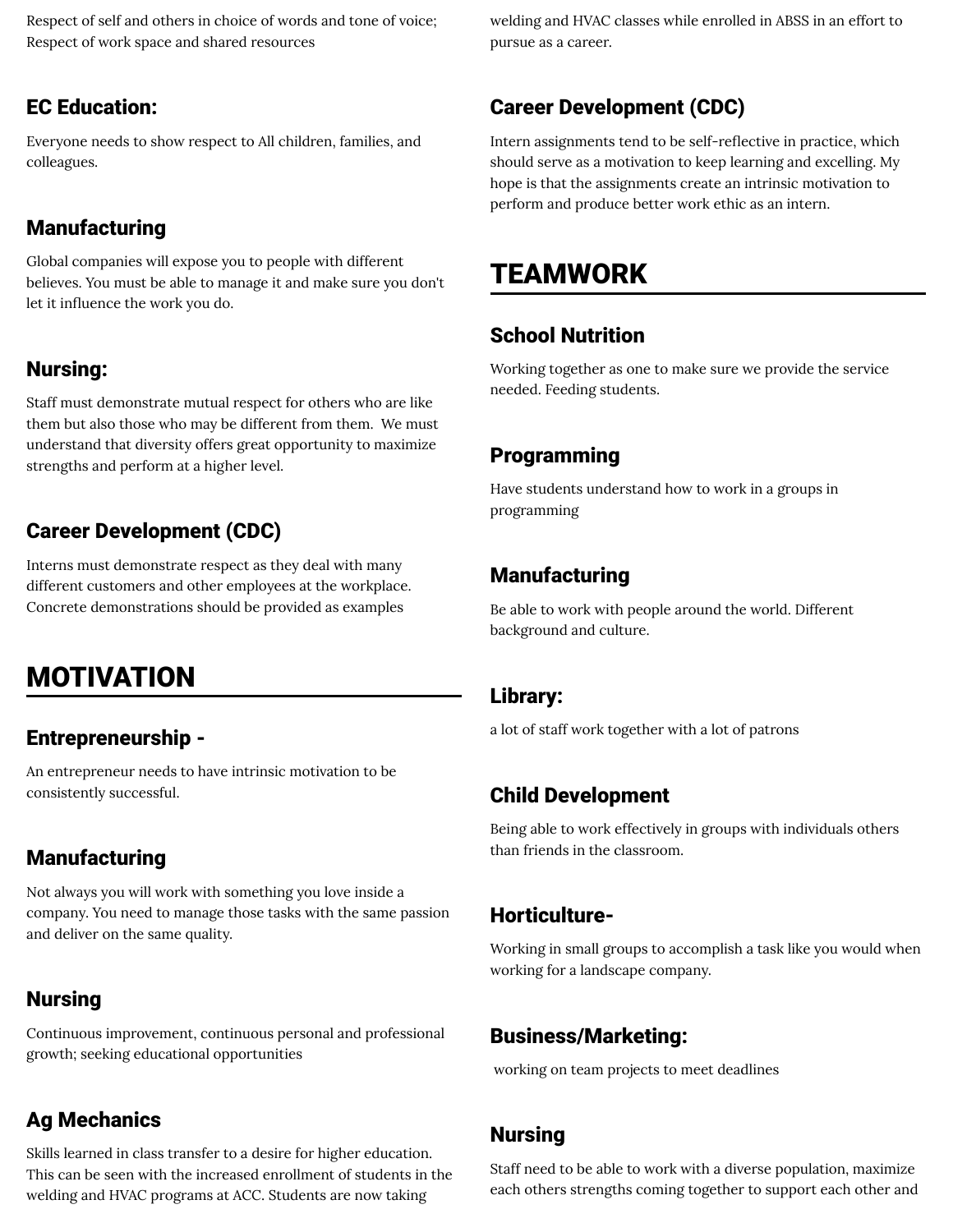Respect of self and others in choice of words and tone of voice; Respect of work space and shared resources

### EC Education:

Everyone needs to show respect to All children, families, and colleagues.

### Manufacturing

Global companies will expose you to people with different believes. You must be able to manage it and make sure you don't let it influence the work you do.

### Nursing:

Staff must demonstrate mutual respect for others who are like them but also those who may be different from them. We must understand that diversity offers great opportunity to maximize strengths and perform at a higher level.

### Career Development (CDC)

Interns must demonstrate respect as they deal with many different customers and other employees at the workplace. Concrete demonstrations should be provided as examples

## MOTIVATION

### Entrepreneurship -

An entrepreneur needs to have intrinsic motivation to be consistently successful.

### Manufacturing

Not always you will work with something you love inside a company. You need to manage those tasks with the same passion and deliver on the same quality.

### Nursing

Continuous improvement, continuous personal and professional growth; seeking educational opportunities

### Ag Mechanics

Skills learned in class transfer to a desire for higher education. This can be seen with the increased enrollment of students in the welding and HVAC programs at ACC. Students are now taking welding and HVAC classes while enrolled in ABSS in an effort to pursue as a career.

### Career Development (CDC)

Intern assignments tend to be self-reflective in practice, which should serve as a motivation to keep learning and excelling. My hope is that the assignments create an intrinsic motivation to perform and produce better work ethic as an intern.

## TEAMWORK

### School Nutrition

Working together as one to make sure we provide the service needed. Feeding students.

### Programming

Have students understand how to work in a groups in programming

### Manufacturing

Be able to work with people around the world. Different background and culture.

### Library:

a lot of staff work together with a lot of patrons

### Child Development

Being able to work effectively in groups with individuals others than friends in the classroom.

### Horticulture-

Working in small groups to accomplish a task like you would when working for a landscape company.

### Business/Marketing:

working on team projects to meet deadlines

### Nursing

Staff need to be able to work with a diverse population, maximize each others strengths coming together to support each other and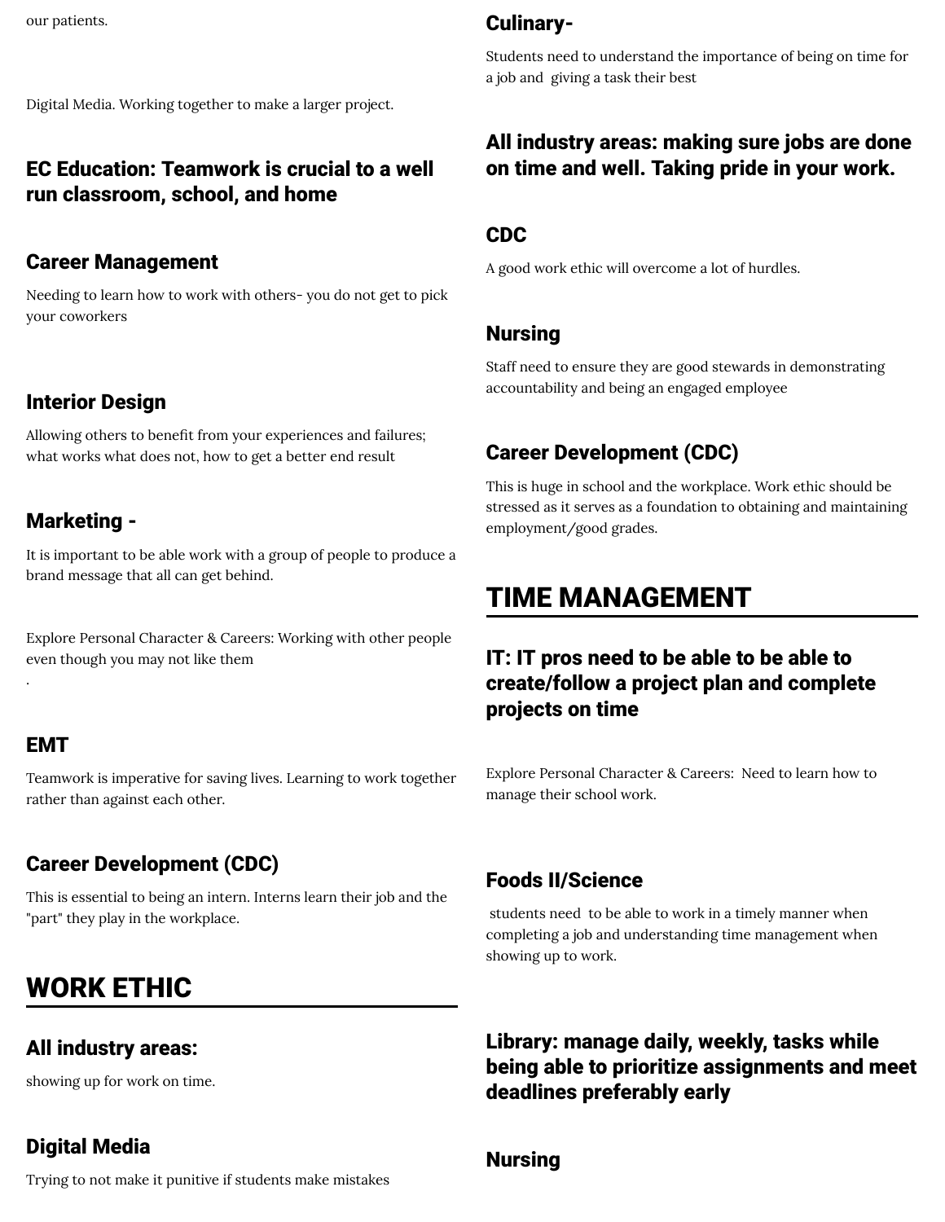our patients.

Digital Media. Working together to make a larger project.

### EC Education: Teamwork is crucial to a well run classroom, school, and home

### Career Management

Needing to learn how to work with others- you do not get to pick your coworkers

### Interior Design

Allowing others to benefit from your experiences and failures; what works what does not, how to get a better end result

### Marketing -

It is important to be able work with a group of people to produce a brand message that all can get behind.

Explore Personal Character & Careers: Working with other people even though you may not like them
.

### EMT

Teamwork is imperative for saving lives. Learning to work together rather than against each other.

### Career Development (CDC)

This is essential to being an intern. Interns learn their job and the "part" they play in the workplace.

## WORK ETHIC

### All industry areas:

showing up for work on time.

### Digital Media

Trying to not make it punitive if students make mistakes

### Culinary-

Students need to understand the importance of being on time for a job and giving a task their best

### All industry areas: making sure jobs are done on time and well. Taking pride in your work.

### CDC

A good work ethic will overcome a lot of hurdles.

### Nursing

Staff need to ensure they are good stewards in demonstrating accountability and being an engaged employee

### Career Development (CDC)

This is huge in school and the workplace. Work ethic should be stressed as it serves as a foundation to obtaining and maintaining employment/good grades.

## TIME MANAGEMENT

### IT: IT pros need to be able to be able to create/follow a project plan and complete projects on time

Explore Personal Character & Careers: Need to learn how to manage their school work.

### Foods II/Science

students need to be able to work in a timely manner when completing a job and understanding time management when showing up to work.

### Library: manage daily, weekly, tasks while being able to prioritize assignments and meet deadlines preferably early

### Nursing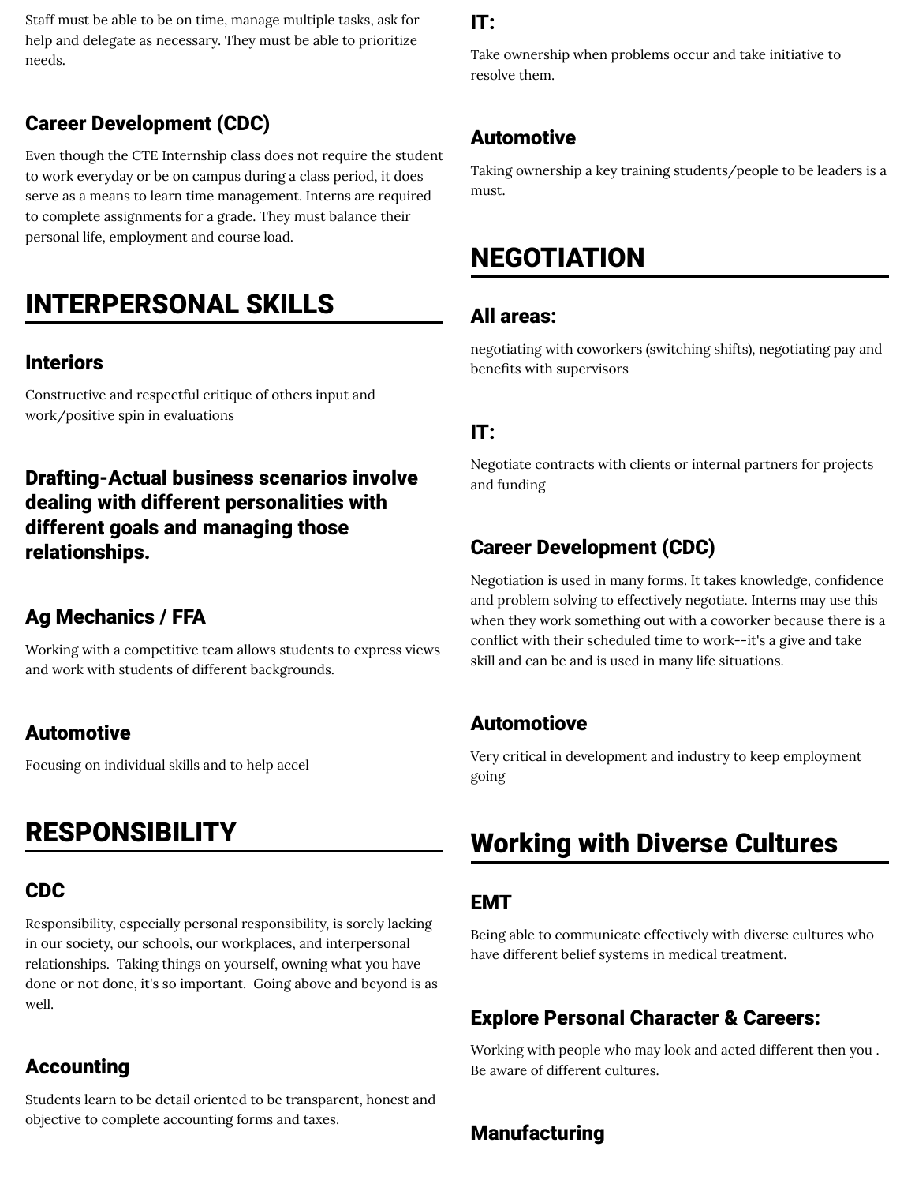Staff must be able to be on time, manage multiple tasks, ask for help and delegate as necessary. They must be able to prioritize needs.

### Career Development (CDC)

Even though the CTE Internship class does not require the student to work everyday or be on campus during a class period, it does serve as a means to learn time management. Interns are required to complete assignments for a grade. They must balance their personal life, employment and course load.

## INTERPERSONAL SKILLS

### Interiors

Constructive and respectful critique of others input and work/positive spin in evaluations

### Drafting-Actual business scenarios involve dealing with different personalities with different goals and managing those relationships.

### Ag Mechanics / FFA

Working with a competitive team allows students to express views and work with students of different backgrounds.

### Automotive

Focusing on individual skills and to help accel

## RESPONSIBILITY

### CDC

Responsibility, especially personal responsibility, is sorely lacking in our society, our schools, our workplaces, and interpersonal relationships. Taking things on yourself, owning what you have done or not done, it's so important. Going above and beyond is as well.

### Accounting

Students learn to be detail oriented to be transparent, honest and objective to complete accounting forms and taxes.

### IT:

Take ownership when problems occur and take initiative to resolve them.

### Automotive

Taking ownership a key training students/people to be leaders is a must.

## NEGOTIATION

### All areas:

negotiating with coworkers (switching shifts), negotiating pay and benefits with supervisors

### IT:

Negotiate contracts with clients or internal partners for projects and funding

### Career Development (CDC)

Negotiation is used in many forms. It takes knowledge, confidence and problem solving to effectively negotiate. Interns may use this when they work something out with a coworker because there is a conflict with their scheduled time to work--it's a give and take skill and can be and is used in many life situations.

### Automotiove

Very critical in development and industry to keep employment going

## Working with Diverse Cultures

### EMT

Being able to communicate effectively with diverse cultures who have different belief systems in medical treatment.

### Explore Personal Character & Careers:

Working with people who may look and acted different then you . Be aware of different cultures.

### Manufacturing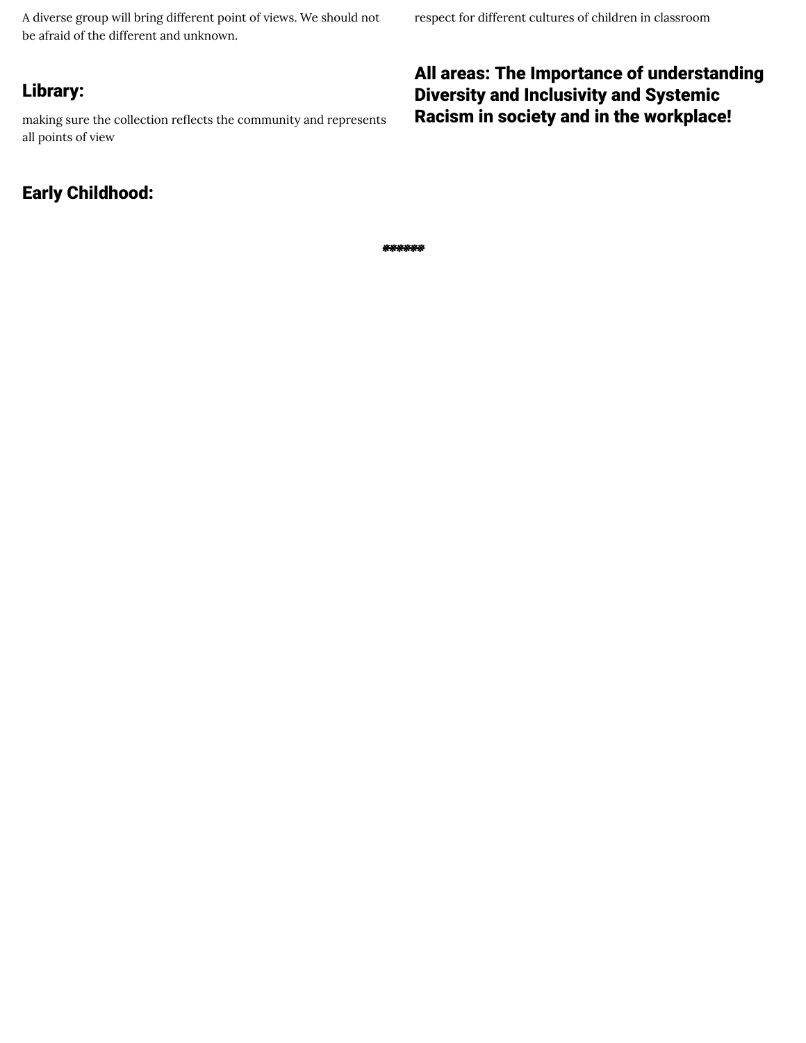A diverse group will bring different point of views. We should not be afraid of the different and unknown.

## Library:

making sure the collection reflects the community and represents all points of view

## Early Childhood:

respect for different cultures of children in classroom

## All areas: The Importance of understanding Diversity and Inclusivity and Systemic Racism in society and in the workplace!

******